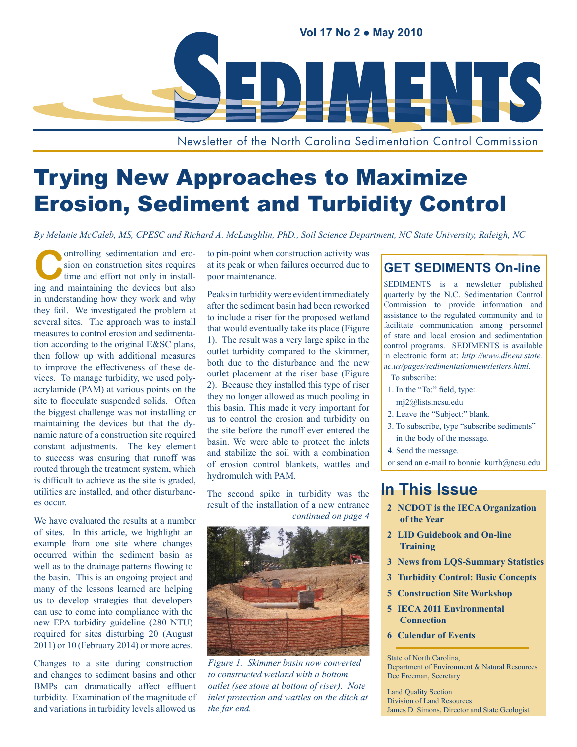Vol 17 No 2 • May 2010

# SEDIMENTS

Newsletter of the North Carolina Sedimentation Control Commission

# Trying New Approaches to Maximize Erosion, Sediment and Turbidity Control

*By Melanie McCaleb, MS, CPESC and Richard A. McLaughlin, PhD., Soil Science Department, NC State University, Raleigh, NC*

Controlling sedimentation and erosion on construction sites requires time and effort not only in installing and maintaining the devices but also in understanding how they work and why they fail. We investigated the problem at several sites. The approach was to install measures to control erosion and sedimentation according to the original E&SC plans, then follow up with additional measures to improve the effectiveness of these devices. To manage turbidity, we used polyacrylamide (PAM) at various points on the site to flocculate suspended solids. Often the biggest challenge was not installing or maintaining the devices but that the dynamic nature of a construction site required constant adjustments. The key element to success was ensuring that runoff was routed through the treatment system, which is difficult to achieve as the site is graded, utilities are installed, and other disturbances occur.

We have evaluated the results at a number of sites. In this article, we highlight an example from one site where changes occurred within the sediment basin as well as to the drainage patterns flowing to the basin. This is an ongoing project and many of the lessons learned are helping us to develop strategies that developers can use to come into compliance with the new EPA turbidity guideline (280 NTU) required for sites disturbing 20 (August 2011) or 10 (February 2014) or more acres.

Changes to a site during construction and changes to sediment basins and other BMPs can dramatically affect effluent turbidity. Examination of the magnitude of and variations in turbidity levels allowed us to pin-point when construction activity was at its peak or when failures occurred due to poor maintenance.

Peaks in turbidity were evident immediately after the sediment basin had been reworked to include a riser for the proposed wetland that would eventually take its place (Figure 1). The result was a very large spike in the outlet turbidity compared to the skimmer, both due to the disturbance and the new outlet placement at the riser base (Figure 2). Because they installed this type of riser they no longer allowed as much pooling in this basin. This made it very important for us to control the erosion and turbidity on the site before the runoff ever entered the basin. We were able to protect the inlets and stabilize the soil with a combination of erosion control blankets, wattles and hydromulch with PAM.

The second spike in turbidity was the result of the installation of a new entrance

*continued on page 4*

*Figure 1. Skimmer basin now converted to constructed wetland with a bottom outlet (see stone at bottom of riser). Note inlet protection and wattles on the ditch at the far end.*

## GET SEDIMENTS On-line

SEDIMENTS is a newsletter published quarterly by the N.C. Sedimentation Control Commission to provide information and assistance to the regulated community and to facilitate communication among personnel of state and local erosion and sedimentation control programs. SEDIMENTS is available in electronic form at: *http://www.dlr.enr.state.nc.us/pages/sedimentationnewsletters.html.*

To subscribe:

1. In the "To:" field, type: mj2@lists.ncsu.edu
2. Leave the "Subject:" blank.
3. To subscribe, type "subscribe sediments" in the body of the message.
4. Send the message.

or send an e-mail to bonnie_kurth@ncsu.edu

## In This Issue

- **2 NCDOT is the IECA Organization of the Year**
- **2 LID Guidebook and On-line Training**
- **3 News from LQS-Summary Statistics**
- **3 Turbidity Control: Basic Concepts**
- **5 Construction Site Workshop**
- **5 IECA 2011 Environmental Connection**
- **6 Calendar of Events**

State of North Carolina,
Department of Environment & Natural Resources
Dee Freeman, Secretary

Land Quality Section
Division of Land Resources
James D. Simons, Director and State Geologist